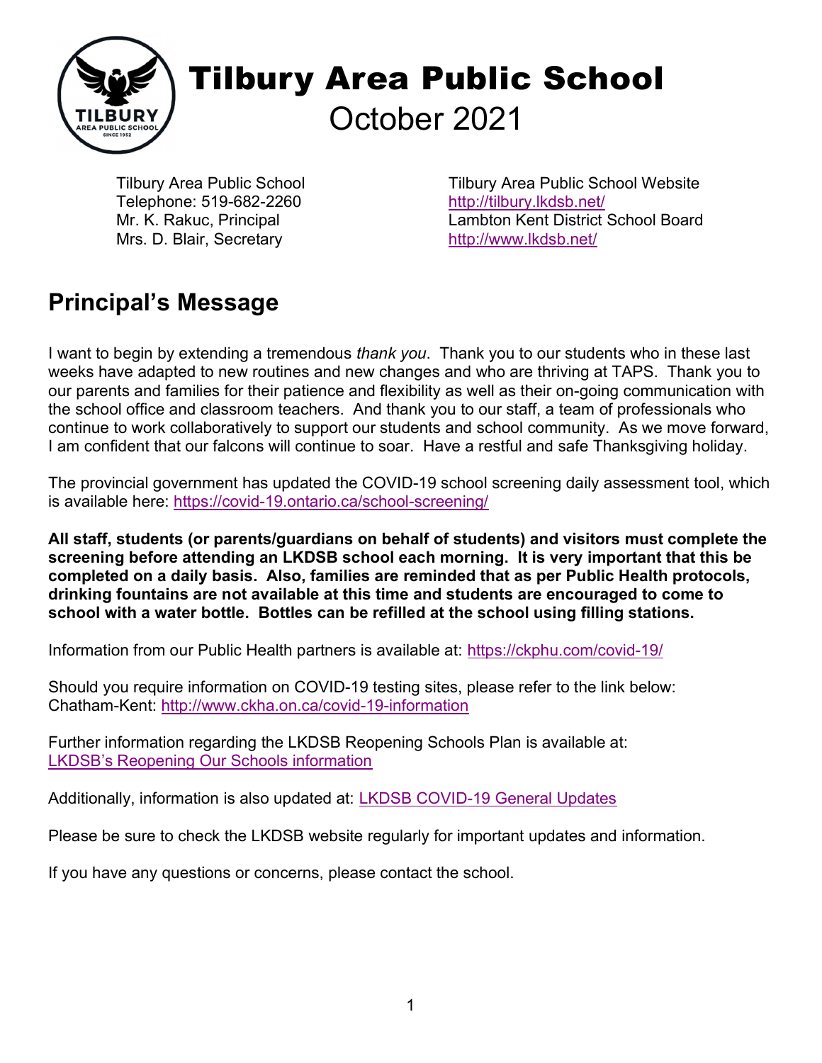# Tilbury Area Public School

October 2021

Tilbury Area Public School
Telephone: 519-682-2260
Mr. K. Rakuc, Principal
Mrs. D. Blair, Secretary

Tilbury Area Public School Website
http://tilbury.lkdsb.net/
Lambton Kent District School Board
http://www.lkdsb.net/

## Principal's Message

I want to begin by extending a tremendous *thank you*. Thank you to our students who in these last weeks have adapted to new routines and new changes and who are thriving at TAPS. Thank you to our parents and families for their patience and flexibility as well as their on-going communication with the school office and classroom teachers. And thank you to our staff, a team of professionals who continue to work collaboratively to support our students and school community. As we move forward, I am confident that our falcons will continue to soar. Have a restful and safe Thanksgiving holiday.

The provincial government has updated the COVID-19 school screening daily assessment tool, which is available here: https://covid-19.ontario.ca/school-screening/

**All staff, students (or parents/guardians on behalf of students) and visitors must complete the screening before attending an LKDSB school each morning. It is very important that this be completed on a daily basis. Also, families are reminded that as per Public Health protocols, drinking fountains are not available at this time and students are encouraged to come to school with a water bottle. Bottles can be refilled at the school using filling stations.**

Information from our Public Health partners is available at: https://ckphu.com/covid-19/

Should you require information on COVID-19 testing sites, please refer to the link below:
Chatham-Kent: http://www.ckha.on.ca/covid-19-information

Further information regarding the LKDSB Reopening Schools Plan is available at:
LKDSB's Reopening Our Schools information

Additionally, information is also updated at: LKDSB COVID-19 General Updates

Please be sure to check the LKDSB website regularly for important updates and information.

If you have any questions or concerns, please contact the school.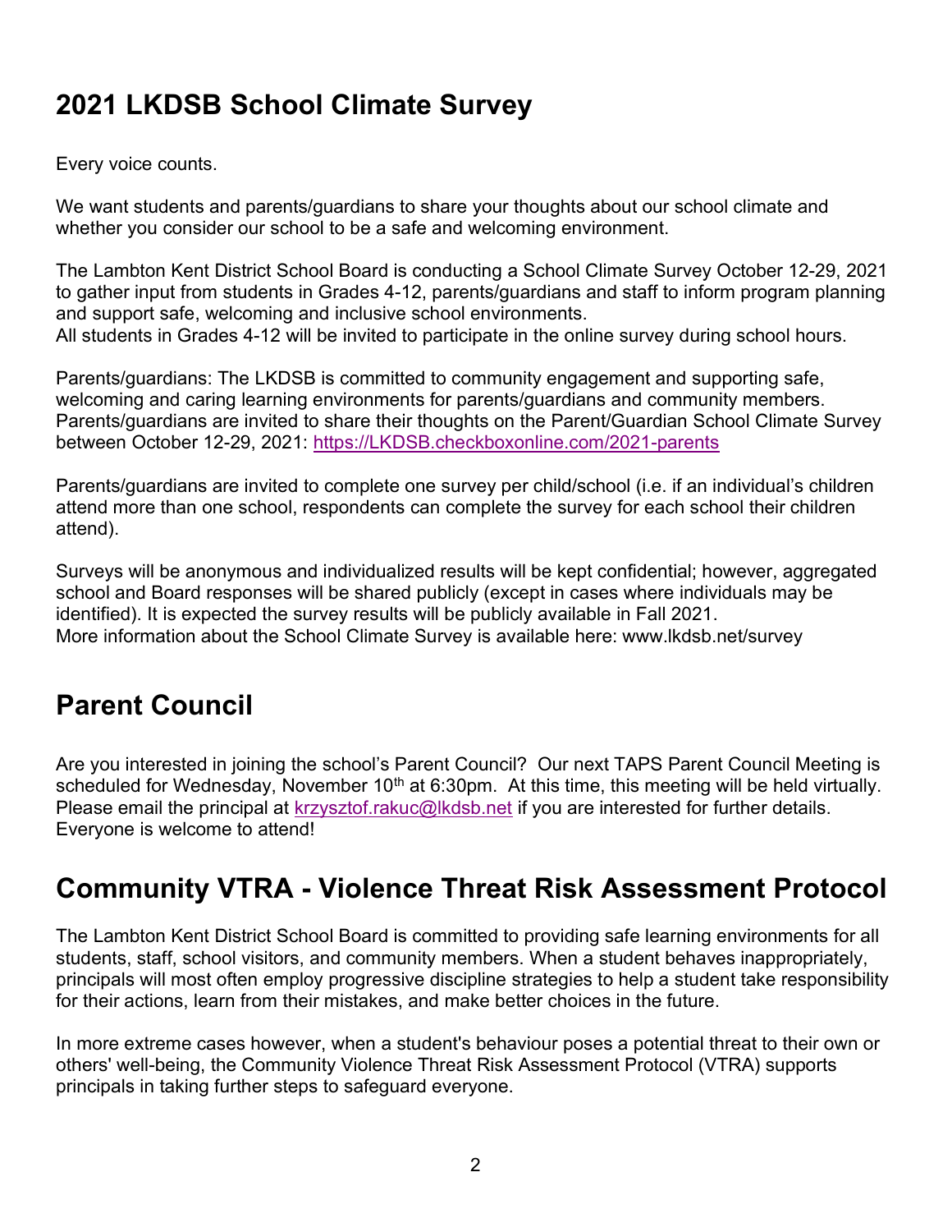## 2021 LKDSB School Climate Survey

Every voice counts.

We want students and parents/guardians to share your thoughts about our school climate and whether you consider our school to be a safe and welcoming environment.

The Lambton Kent District School Board is conducting a School Climate Survey October 12-29, 2021 to gather input from students in Grades 4-12, parents/guardians and staff to inform program planning and support safe, welcoming and inclusive school environments.
All students in Grades 4-12 will be invited to participate in the online survey during school hours.

Parents/guardians: The LKDSB is committed to community engagement and supporting safe, welcoming and caring learning environments for parents/guardians and community members. Parents/guardians are invited to share their thoughts on the Parent/Guardian School Climate Survey between October 12-29, 2021: https://LKDSB.checkboxonline.com/2021-parents

Parents/guardians are invited to complete one survey per child/school (i.e. if an individual's children attend more than one school, respondents can complete the survey for each school their children attend).

Surveys will be anonymous and individualized results will be kept confidential; however, aggregated school and Board responses will be shared publicly (except in cases where individuals may be identified). It is expected the survey results will be publicly available in Fall 2021.
More information about the School Climate Survey is available here: www.lkdsb.net/survey

## Parent Council

Are you interested in joining the school's Parent Council? Our next TAPS Parent Council Meeting is scheduled for Wednesday, November 10th at 6:30pm. At this time, this meeting will be held virtually. Please email the principal at krzysztof.rakuc@lkdsb.net if you are interested for further details. Everyone is welcome to attend!

## Community VTRA - Violence Threat Risk Assessment Protocol

The Lambton Kent District School Board is committed to providing safe learning environments for all students, staff, school visitors, and community members. When a student behaves inappropriately, principals will most often employ progressive discipline strategies to help a student take responsibility for their actions, learn from their mistakes, and make better choices in the future.

In more extreme cases however, when a student's behaviour poses a potential threat to their own or others' well-being, the Community Violence Threat Risk Assessment Protocol (VTRA) supports principals in taking further steps to safeguard everyone.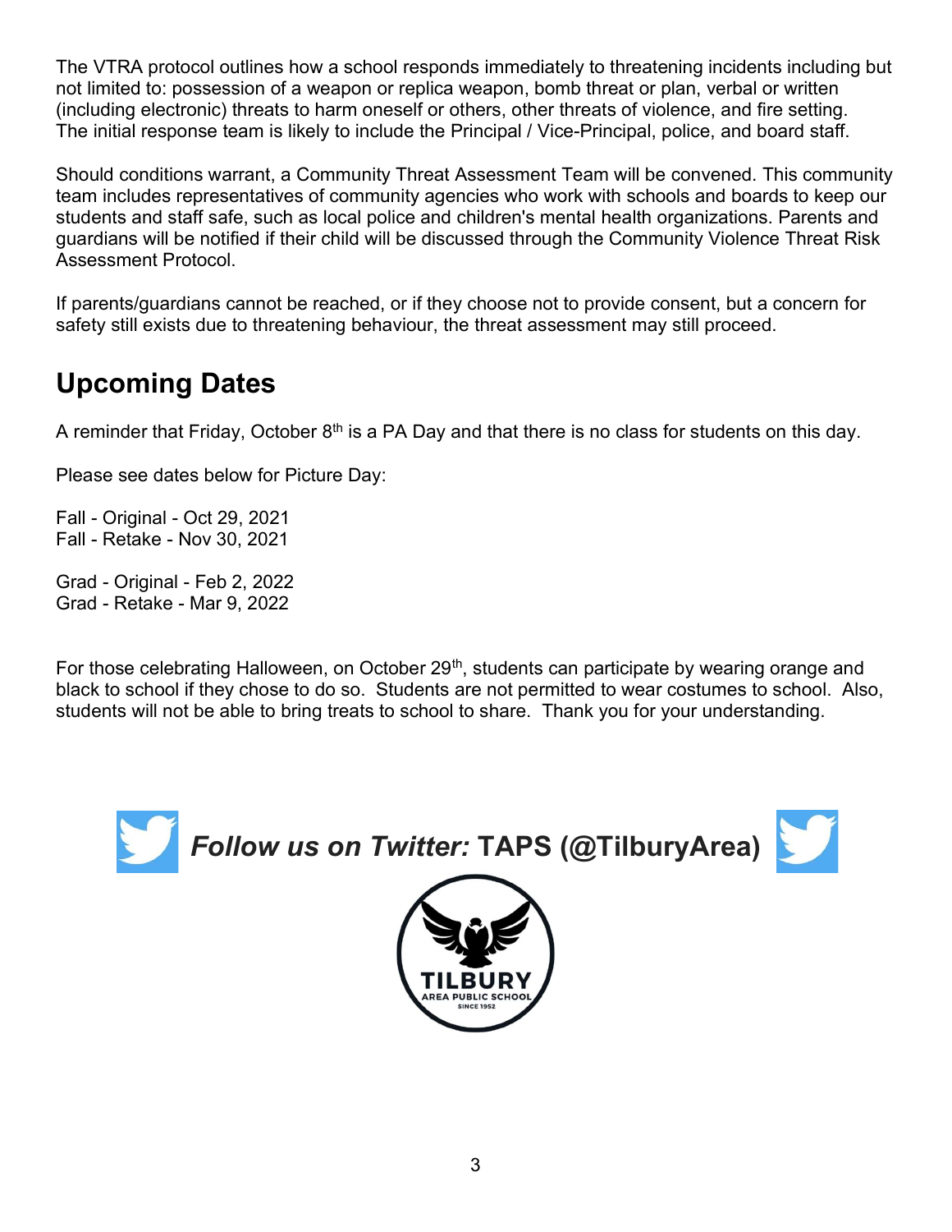The VTRA protocol outlines how a school responds immediately to threatening incidents including but not limited to: possession of a weapon or replica weapon, bomb threat or plan, verbal or written (including electronic) threats to harm oneself or others, other threats of violence, and fire setting. The initial response team is likely to include the Principal / Vice-Principal, police, and board staff.

Should conditions warrant, a Community Threat Assessment Team will be convened. This community team includes representatives of community agencies who work with schools and boards to keep our students and staff safe, such as local police and children's mental health organizations. Parents and guardians will be notified if their child will be discussed through the Community Violence Threat Risk Assessment Protocol.

If parents/guardians cannot be reached, or if they choose not to provide consent, but a concern for safety still exists due to threatening behaviour, the threat assessment may still proceed.

## Upcoming Dates

A reminder that Friday, October 8th is a PA Day and that there is no class for students on this day.

Please see dates below for Picture Day:

Fall - Original - Oct 29, 2021
Fall - Retake - Nov 30, 2021

Grad - Original - Feb 2, 2022
Grad - Retake - Mar 9, 2022

For those celebrating Halloween, on October 29th, students can participate by wearing orange and black to school if they chose to do so. Students are not permitted to wear costumes to school. Also, students will not be able to bring treats to school to share. Thank you for your understanding.

***Follow us on Twitter:*** **TAPS (@TilburyArea)**

TILBURY
AREA PUBLIC SCHOOL
SINCE 1952